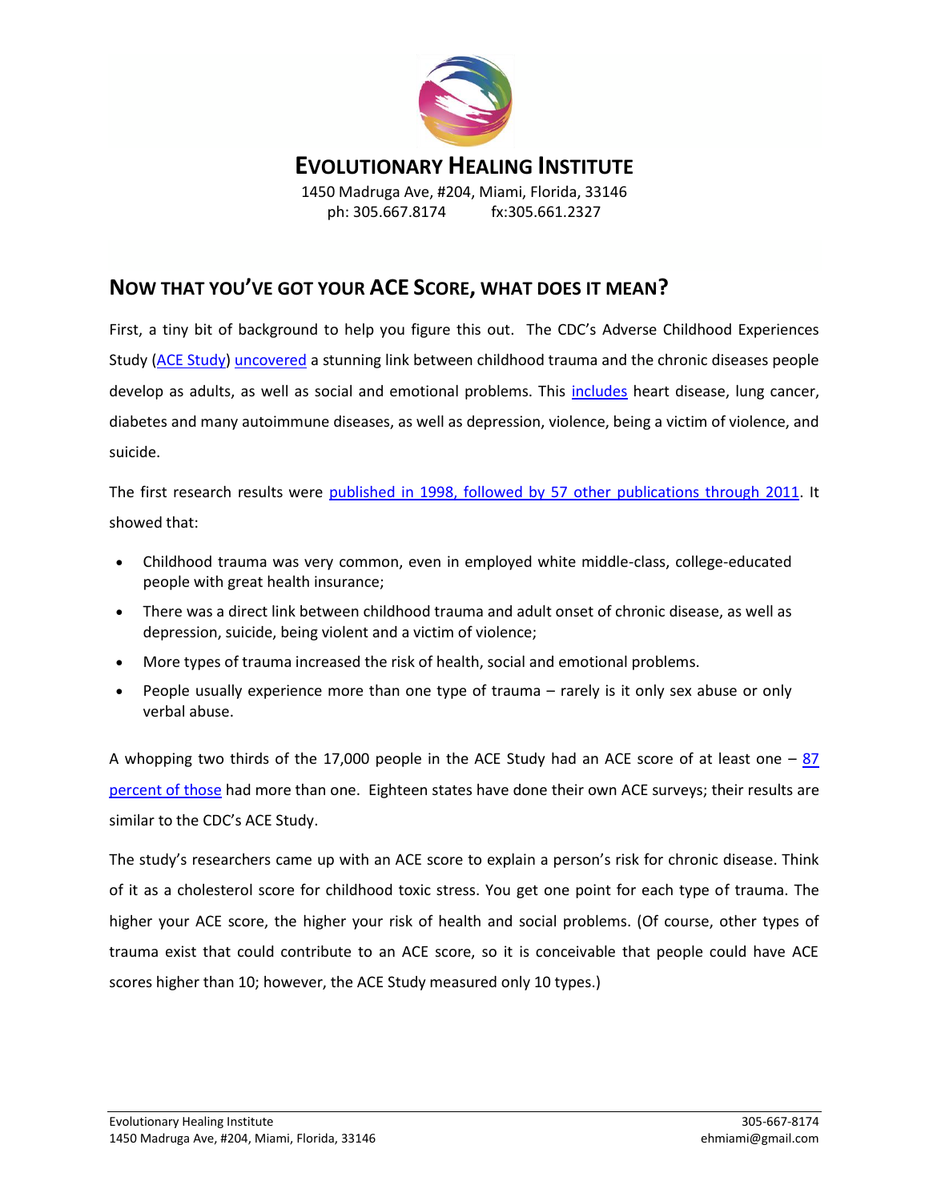# Evolutionary Healing Institute

1450 Madruga Ave, #204, Miami, Florida, 33146
ph: 305.667.8174 fx:305.661.2327

## Now that you've got your ACE Score, what does it mean?

First, a tiny bit of background to help you figure this out. The CDC's Adverse Childhood Experiences Study (ACE Study) uncovered a stunning link between childhood trauma and the chronic diseases people develop as adults, as well as social and emotional problems. This includes heart disease, lung cancer, diabetes and many autoimmune diseases, as well as depression, violence, being a victim of violence, and suicide.

The first research results were published in 1998, followed by 57 other publications through 2011. It showed that:

- Childhood trauma was very common, even in employed white middle-class, college-educated people with great health insurance;
- There was a direct link between childhood trauma and adult onset of chronic disease, as well as depression, suicide, being violent and a victim of violence;
- More types of trauma increased the risk of health, social and emotional problems.
- People usually experience more than one type of trauma – rarely is it only sex abuse or only verbal abuse.

A whopping two thirds of the 17,000 people in the ACE Study had an ACE score of at least one – 87 percent of those had more than one. Eighteen states have done their own ACE surveys; their results are similar to the CDC's ACE Study.

The study's researchers came up with an ACE score to explain a person's risk for chronic disease. Think of it as a cholesterol score for childhood toxic stress. You get one point for each type of trauma. The higher your ACE score, the higher your risk of health and social problems. (Of course, other types of trauma exist that could contribute to an ACE score, so it is conceivable that people could have ACE scores higher than 10; however, the ACE Study measured only 10 types.)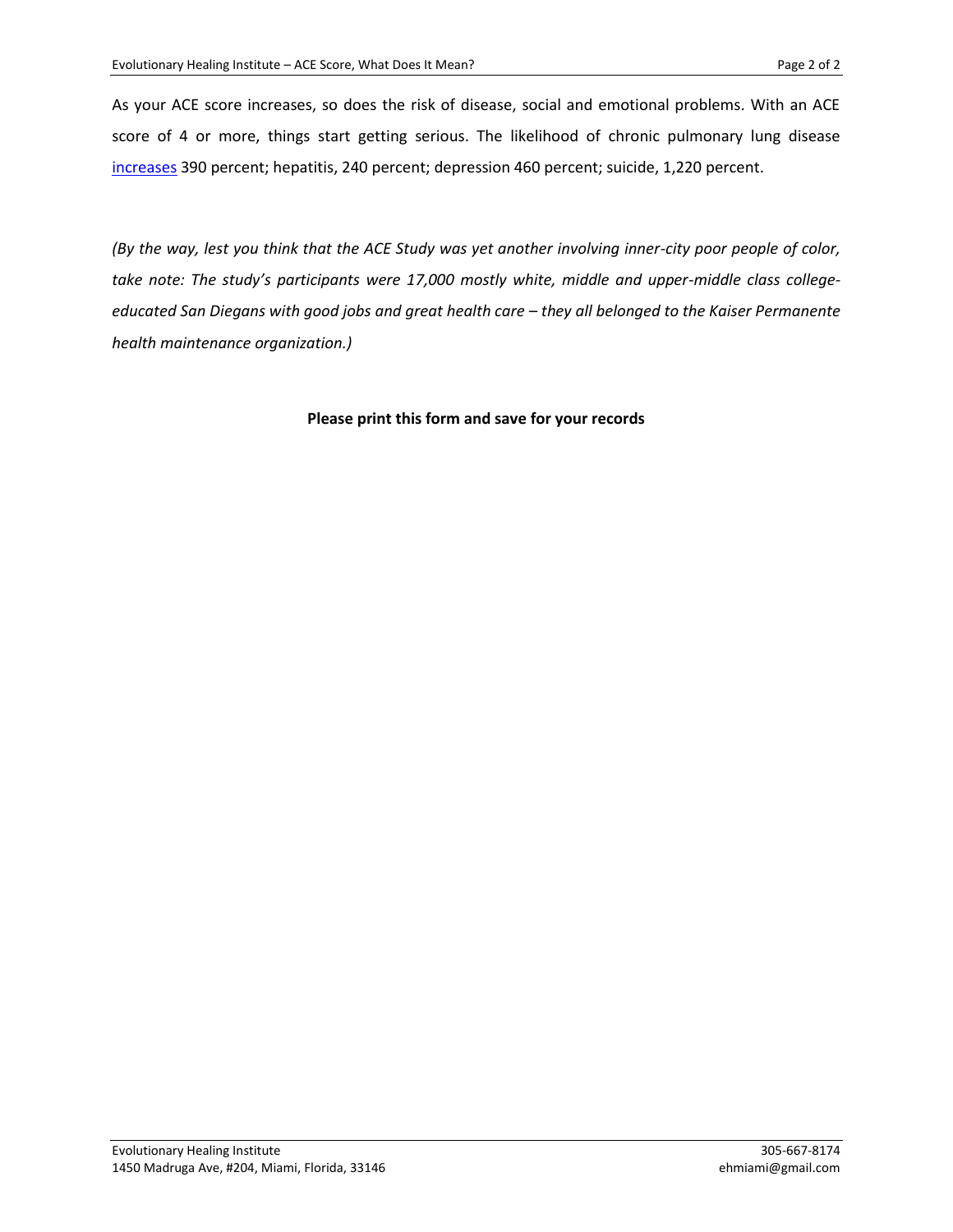As your ACE score increases, so does the risk of disease, social and emotional problems. With an ACE score of 4 or more, things start getting serious. The likelihood of chronic pulmonary lung disease increases 390 percent; hepatitis, 240 percent; depression 460 percent; suicide, 1,220 percent.

*(By the way, lest you think that the ACE Study was yet another involving inner-city poor people of color, take note: The study's participants were 17,000 mostly white, middle and upper-middle class college-educated San Diegans with good jobs and great health care – they all belonged to the Kaiser Permanente health maintenance organization.)*

**Please print this form and save for your records**

Evolutionary Healing Institute
1450 Madruga Ave, #204, Miami, Florida, 33146

305-667-8174
ehmiami@gmail.com